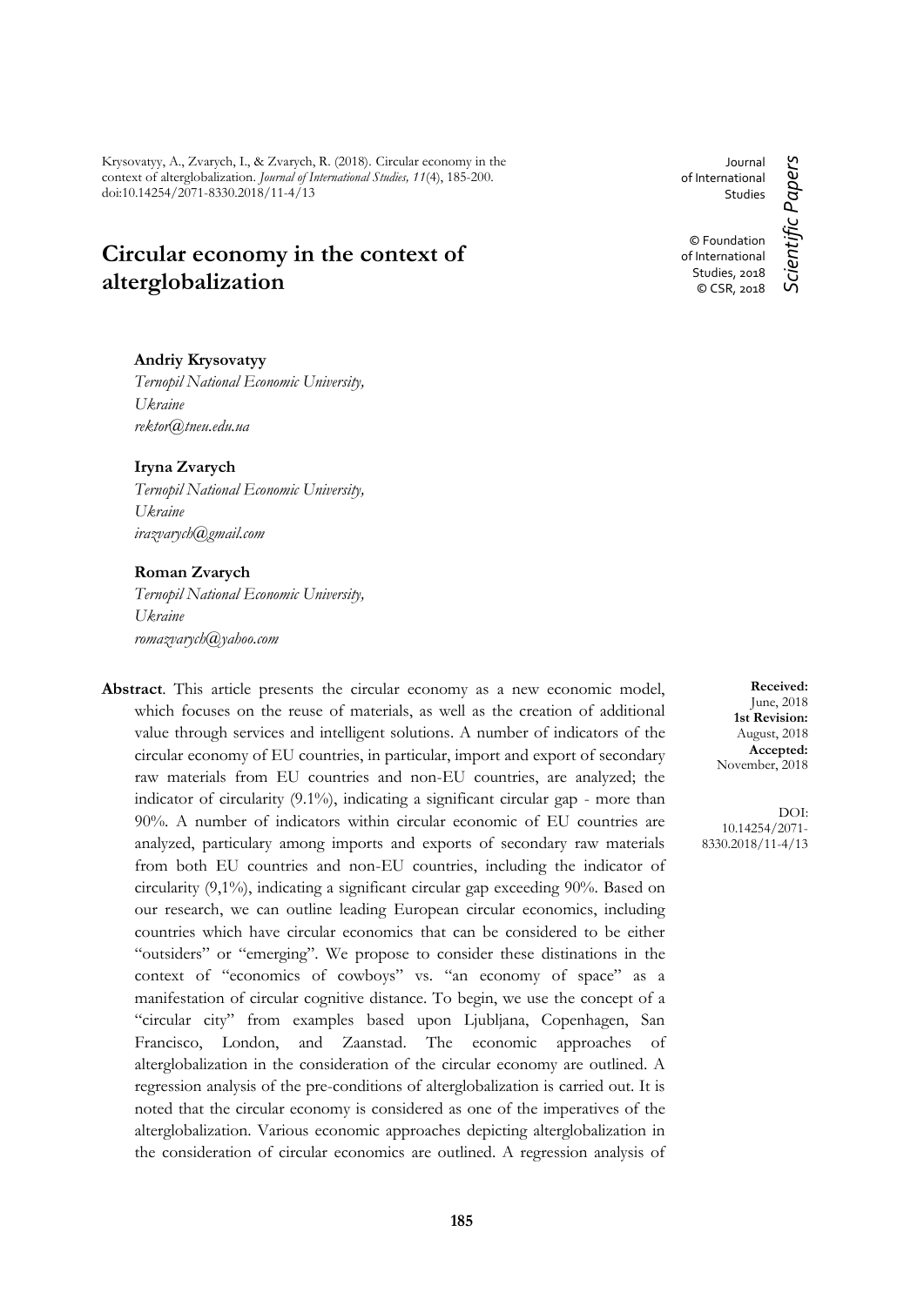Krysovatyy, A., Zvarych, I., & Zvarych, R. (2018). Circular economy in the context of alterglobalization. *Journal of International Studies, 11*(4), 185-200. doi:10.14254/2071-8330.2018/11-4/13

Journal of International Studies

© Foundation of International Studies, 2018
© CSR, 2018

*Scientific Papers*

# Circular economy in the context of alterglobalization

**Andriy Krysovatyy**
*Ternopil National Economic University, Ukraine*
*rektor@tneu.edu.ua*

**Iryna Zvarych**
*Ternopil National Economic University, Ukraine*
*irazvarych@gmail.com*

**Roman Zvarych**
*Ternopil National Economic University, Ukraine*
*romazvarych@yahoo.com*

**Received:** June, 2018
**1st Revision:** August, 2018
**Accepted:** November, 2018

DOI: 10.14254/2071-8330.2018/11-4/13

**Abstract**. This article presents the circular economy as a new economic model, which focuses on the reuse of materials, as well as the creation of additional value through services and intelligent solutions. A number of indicators of the circular economy of EU countries, in particular, import and export of secondary raw materials from EU countries and non-EU countries, are analyzed; the indicator of circularity (9.1%), indicating a significant circular gap - more than 90%. A number of indicators within circular economic of EU countries are analyzed, particulary among imports and exports of secondary raw materials from both EU countries and non-EU countries, including the indicator of circularity (9,1%), indicating a significant circular gap exceeding 90%. Based on our research, we can outline leading European circular economics, including countries which have circular economics that can be considered to be either "outsiders" or "emerging". We propose to consider these distinations in the context of "economics of cowboys" vs. "an economy of space" as a manifestation of circular cognitive distance. To begin, we use the concept of a "circular city" from examples based upon Ljubljana, Copenhagen, San Francisco, London, and Zaanstad. The economic approaches of alterglobalization in the consideration of the circular economy are outlined. A regression analysis of the pre-conditions of alterglobalization is carried out. It is noted that the circular economy is considered as one of the imperatives of the alterglobalization. Various economic approaches depicting alterglobalization in the consideration of circular economics are outlined. A regression analysis of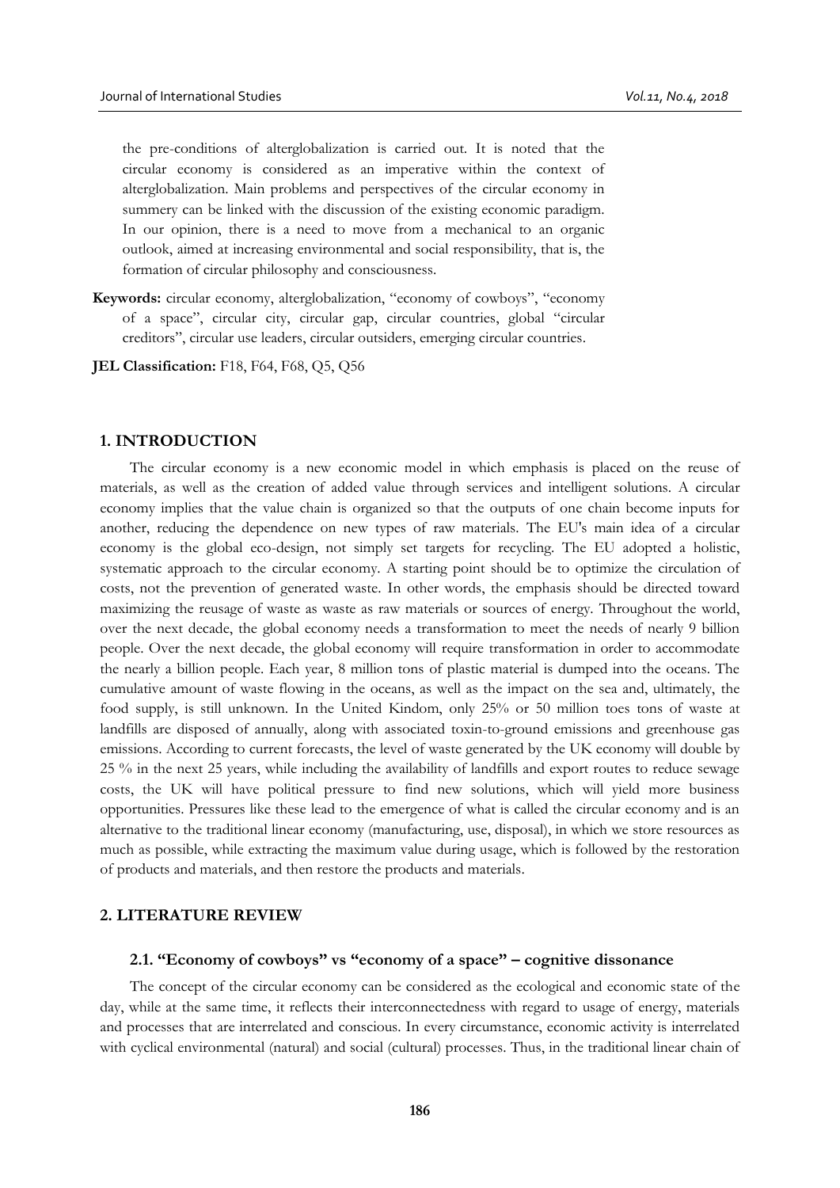the pre-conditions of alterglobalization is carried out. It is noted that the circular economy is considered as an imperative within the context of alterglobalization. Main problems and perspectives of the circular economy in summery can be linked with the discussion of the existing economic paradigm. In our opinion, there is a need to move from a mechanical to an organic outlook, aimed at increasing environmental and social responsibility, that is, the formation of circular philosophy and consciousness.

**Keywords:** circular economy, alterglobalization, "economy of cowboys", "economy of a space", circular city, circular gap, circular countries, global "circular creditors", circular use leaders, circular outsiders, emerging circular countries.

**JEL Classification:** F18, F64, F68, Q5, Q56

## 1. INTRODUCTION

The circular economy is a new economic model in which emphasis is placed on the reuse of materials, as well as the creation of added value through services and intelligent solutions. A circular economy implies that the value chain is organized so that the outputs of one chain become inputs for another, reducing the dependence on new types of raw materials. The EU's main idea of a circular economy is the global eco-design, not simply set targets for recycling. The EU adopted a holistic, systematic approach to the circular economy. A starting point should be to optimize the circulation of costs, not the prevention of generated waste. In other words, the emphasis should be directed toward maximizing the reusage of waste as waste as raw materials or sources of energy. Throughout the world, over the next decade, the global economy needs a transformation to meet the needs of nearly 9 billion people. Over the next decade, the global economy will require transformation in order to accommodate the nearly a billion people. Each year, 8 million tons of plastic material is dumped into the oceans. The cumulative amount of waste flowing in the oceans, as well as the impact on the sea and, ultimately, the food supply, is still unknown. In the United Kindom, only 25% or 50 million toes tons of waste at landfills are disposed of annually, along with associated toxin-to-ground emissions and greenhouse gas emissions. According to current forecasts, the level of waste generated by the UK economy will double by 25 % in the next 25 years, while including the availability of landfills and export routes to reduce sewage costs, the UK will have political pressure to find new solutions, which will yield more business opportunities. Pressures like these lead to the emergence of what is called the circular economy and is an alternative to the traditional linear economy (manufacturing, use, disposal), in which we store resources as much as possible, while extracting the maximum value during usage, which is followed by the restoration of products and materials, and then restore the products and materials.

## 2. LITERATURE REVIEW

### 2.1. "Economy of cowboys" vs "economy of a space" – cognitive dissonance

The concept of the circular economy can be considered as the ecological and economic state of the day, while at the same time, it reflects their interconnectedness with regard to usage of energy, materials and processes that are interrelated and conscious. In every circumstance, economic activity is interrelated with cyclical environmental (natural) and social (cultural) processes. Thus, in the traditional linear chain of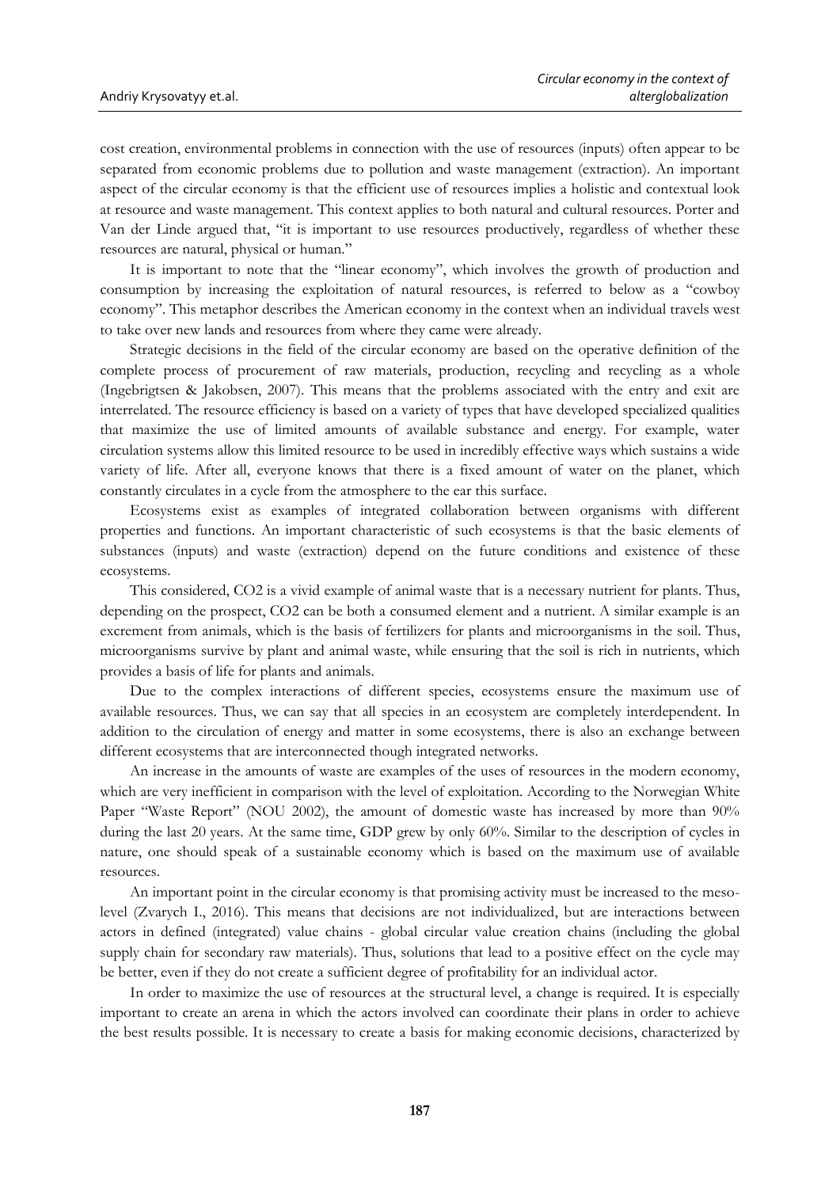cost creation, environmental problems in connection with the use of resources (inputs) often appear to be separated from economic problems due to pollution and waste management (extraction). An important aspect of the circular economy is that the efficient use of resources implies a holistic and contextual look at resource and waste management. This context applies to both natural and cultural resources. Porter and Van der Linde argued that, "it is important to use resources productively, regardless of whether these resources are natural, physical or human."

It is important to note that the "linear economy", which involves the growth of production and consumption by increasing the exploitation of natural resources, is referred to below as a "cowboy economy". This metaphor describes the American economy in the context when an individual travels west to take over new lands and resources from where they came were already.

Strategic decisions in the field of the circular economy are based on the operative definition of the complete process of procurement of raw materials, production, recycling and recycling as a whole (Ingebrigtsen & Jakobsen, 2007). This means that the problems associated with the entry and exit are interrelated. The resource efficiency is based on a variety of types that have developed specialized qualities that maximize the use of limited amounts of available substance and energy. For example, water circulation systems allow this limited resource to be used in incredibly effective ways which sustains a wide variety of life. After all, everyone knows that there is a fixed amount of water on the planet, which constantly circulates in a cycle from the atmosphere to the ear this surface.

Ecosystems exist as examples of integrated collaboration between organisms with different properties and functions. An important characteristic of such ecosystems is that the basic elements of substances (inputs) and waste (extraction) depend on the future conditions and existence of these ecosystems.

This considered, $CO_2$ is a vivid example of animal waste that is a necessary nutrient for plants. Thus, depending on the prospect, $CO_2$ can be both a consumed element and a nutrient. A similar example is an excrement from animals, which is the basis of fertilizers for plants and microorganisms in the soil. Thus, microorganisms survive by plant and animal waste, while ensuring that the soil is rich in nutrients, which provides a basis of life for plants and animals.

Due to the complex interactions of different species, ecosystems ensure the maximum use of available resources. Thus, we can say that all species in an ecosystem are completely interdependent. In addition to the circulation of energy and matter in some ecosystems, there is also an exchange between different ecosystems that are interconnected though integrated networks.

An increase in the amounts of waste are examples of the uses of resources in the modern economy, which are very inefficient in comparison with the level of exploitation. According to the Norwegian White Paper "Waste Report" (NOU 2002), the amount of domestic waste has increased by more than 90% during the last 20 years. At the same time, GDP grew by only 60%. Similar to the description of cycles in nature, one should speak of a sustainable economy which is based on the maximum use of available resources.

An important point in the circular economy is that promising activity must be increased to the meso-level (Zvarych I., 2016). This means that decisions are not individualized, but are interactions between actors in defined (integrated) value chains - global circular value creation chains (including the global supply chain for secondary raw materials). Thus, solutions that lead to a positive effect on the cycle may be better, even if they do not create a sufficient degree of profitability for an individual actor.

In order to maximize the use of resources at the structural level, a change is required. It is especially important to create an arena in which the actors involved can coordinate their plans in order to achieve the best results possible. It is necessary to create a basis for making economic decisions, characterized by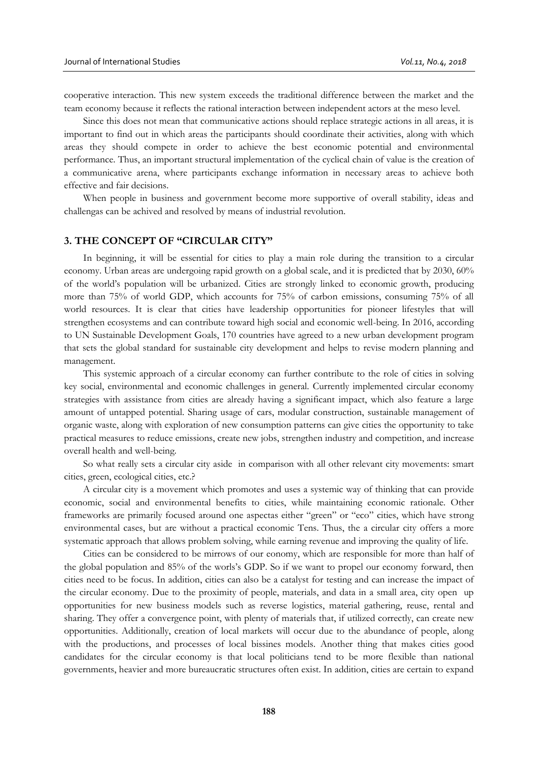cooperative interaction. This new system exceeds the traditional difference between the market and the team economy because it reflects the rational interaction between independent actors at the meso level.

Since this does not mean that communicative actions should replace strategic actions in all areas, it is important to find out in which areas the participants should coordinate their activities, along with which areas they should compete in order to achieve the best economic potential and environmental performance. Thus, an important structural implementation of the cyclical chain of value is the creation of a communicative arena, where participants exchange information in necessary areas to achieve both effective and fair decisions.

When people in business and government become more supportive of overall stability, ideas and challengas can be achived and resolved by means of industrial revolution.

## 3. THE CONCEPT OF "CIRCULAR CITY"

In beginning, it will be essential for cities to play a main role during the transition to a circular economy. Urban areas are undergoing rapid growth on a global scale, and it is predicted that by 2030, 60% of the world's population will be urbanized. Cities are strongly linked to economic growth, producing more than 75% of world GDP, which accounts for 75% of carbon emissions, consuming 75% of all world resources. It is clear that cities have leadership opportunities for pioneer lifestyles that will strengthen ecosystems and can contribute toward high social and economic well-being. In 2016, according to UN Sustainable Development Goals, 170 countries have agreed to a new urban development program that sets the global standard for sustainable city development and helps to revise modern planning and management.

This systemic approach of a circular economy can further contribute to the role of cities in solving key social, environmental and economic challenges in general. Currently implemented circular economy strategies with assistance from cities are already having a significant impact, which also feature a large amount of untapped potential. Sharing usage of cars, modular construction, sustainable management of organic waste, along with exploration of new consumption patterns can give cities the opportunity to take practical measures to reduce emissions, create new jobs, strengthen industry and competition, and increase overall health and well-being.

So what really sets a circular city aside in comparison with all other relevant city movements: smart cities, green, ecological cities, etc.?

A circular city is a movement which promotes and uses a systemic way of thinking that can provide economic, social and environmental benefits to cities, while maintaining economic rationale. Other frameworks are primarily focused around one aspectas either "green" or "eco" cities, which have strong environmental cases, but are without a practical economic Tens. Thus, the a circular city offers a more systematic approach that allows problem solving, while earning revenue and improving the quality of life.

Cities can be considered to be mirrows of our eonomy, which are responsible for more than half of the global population and 85% of the worls's GDP. So if we want to propel our economy forward, then cities need to be focus. In addition, cities can also be a catalyst for testing and can increase the impact of the circular economy. Due to the proximity of people, materials, and data in a small area, city open up opportunities for new business models such as reverse logistics, material gathering, reuse, rental and sharing. They offer a convergence point, with plenty of materials that, if utilized correctly, can create new opportunities. Additionally, creation of local markets will occur due to the abundance of people, along with the productions, and processes of local bissines models. Another thing that makes cities good candidates for the circular economy is that local politicians tend to be more flexible than national governments, heavier and more bureaucratic structures often exist. In addition, cities are certain to expand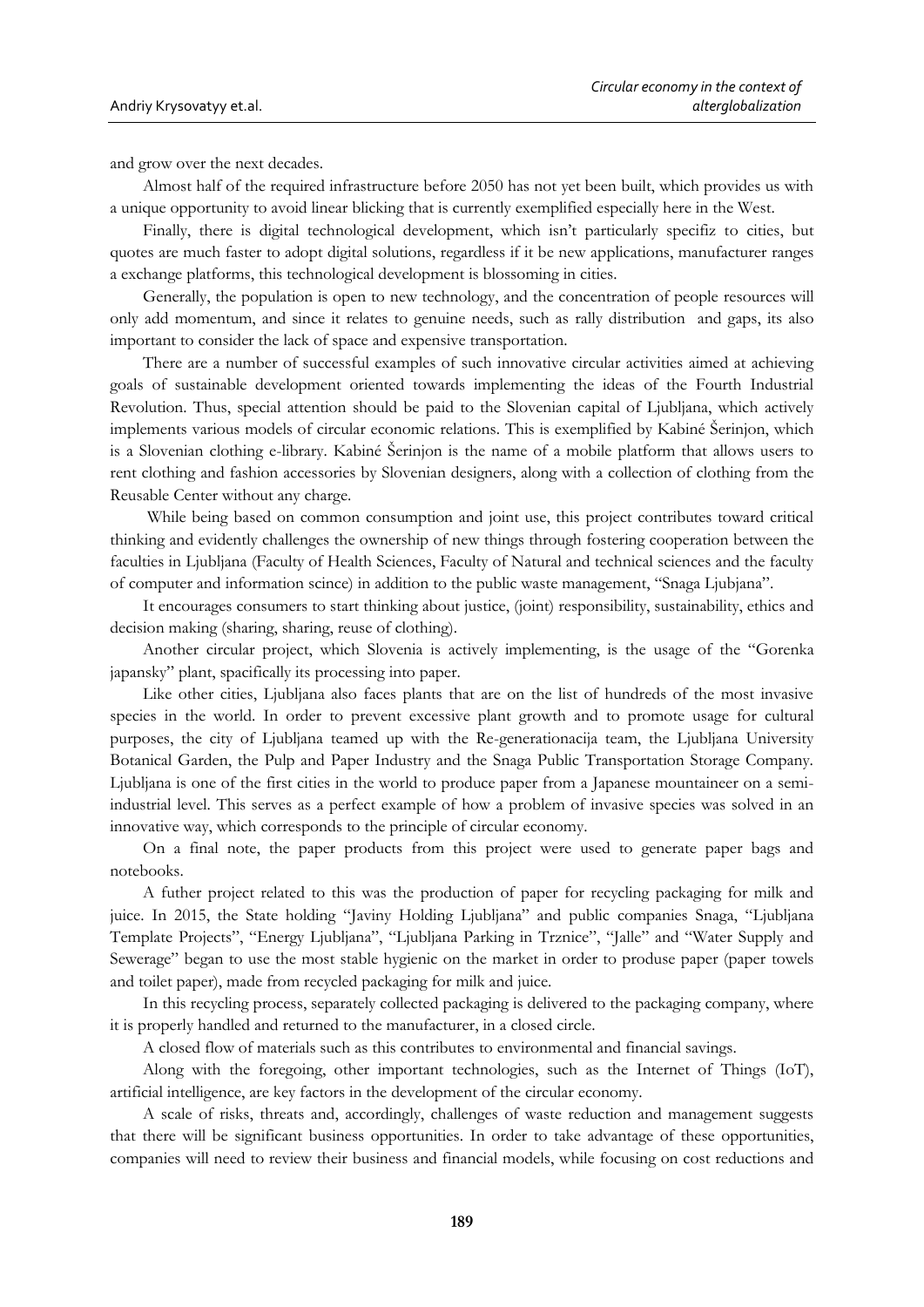and grow over the next decades.

Almost half of the required infrastructure before 2050 has not yet been built, which provides us with a unique opportunity to avoid linear blicking that is currently exemplified especially here in the West.

Finally, there is digital technological development, which isn't particularly specifiz to cities, but quotes are much faster to adopt digital solutions, regardless if it be new applications, manufacturer ranges a exchange platforms, this technological development is blossoming in cities.

Generally, the population is open to new technology, and the concentration of people resources will only add momentum, and since it relates to genuine needs, such as rally distribution and gaps, its also important to consider the lack of space and expensive transportation.

There are a number of successful examples of such innovative circular activities aimed at achieving goals of sustainable development oriented towards implementing the ideas of the Fourth Industrial Revolution. Thus, special attention should be paid to the Slovenian capital of Ljubljana, which actively implements various models of circular economic relations. This is exemplified by Kabiné Šerinjon, which is a Slovenian clothing e-library. Kabiné Šerinjon is the name of a mobile platform that allows users to rent clothing and fashion accessories by Slovenian designers, along with a collection of clothing from the Reusable Center without any charge.

While being based on common consumption and joint use, this project contributes toward critical thinking and evidently challenges the ownership of new things through fostering cooperation between the faculties in Ljubljana (Faculty of Health Sciences, Faculty of Natural and technical sciences and the faculty of computer and information scince) in addition to the public waste management, "Snaga Ljubjana".

It encourages consumers to start thinking about justice, (joint) responsibility, sustainability, ethics and decision making (sharing, sharing, reuse of clothing).

Another circular project, which Slovenia is actively implementing, is the usage of the "Gorenka japansky" plant, spacifically its processing into paper.

Like other cities, Ljubljana also faces plants that are on the list of hundreds of the most invasive species in the world. In order to prevent excessive plant growth and to promote usage for cultural purposes, the city of Ljubljana teamed up with the Re-generationacija team, the Ljubljana University Botanical Garden, the Pulp and Paper Industry and the Snaga Public Transportation Storage Company. Ljubljana is one of the first cities in the world to produce paper from a Japanese mountaineer on a semi-industrial level. This serves as a perfect example of how a problem of invasive species was solved in an innovative way, which corresponds to the principle of circular economy.

On a final note, the paper products from this project were used to generate paper bags and notebooks.

A futher project related to this was the production of paper for recycling packaging for milk and juice. In 2015, the State holding "Javiny Holding Ljubljana" and public companies Snaga, "Ljubljana Template Projects", "Energy Ljubljana", "Ljubljana Parking in Trznice", "Jalle" and "Water Supply and Sewerage" began to use the most stable hygienic on the market in order to produse paper (paper towels and toilet paper), made from recycled packaging for milk and juice.

In this recycling process, separately collected packaging is delivered to the packaging company, where it is properly handled and returned to the manufacturer, in a closed circle.

A closed flow of materials such as this contributes to environmental and financial savings.

Along with the foregoing, other important technologies, such as the Internet of Things (IoT), artificial intelligence, are key factors in the development of the circular economy.

A scale of risks, threats and, accordingly, challenges of waste reduction and management suggests that there will be significant business opportunities. In order to take advantage of these opportunities, companies will need to review their business and financial models, while focusing on cost reductions and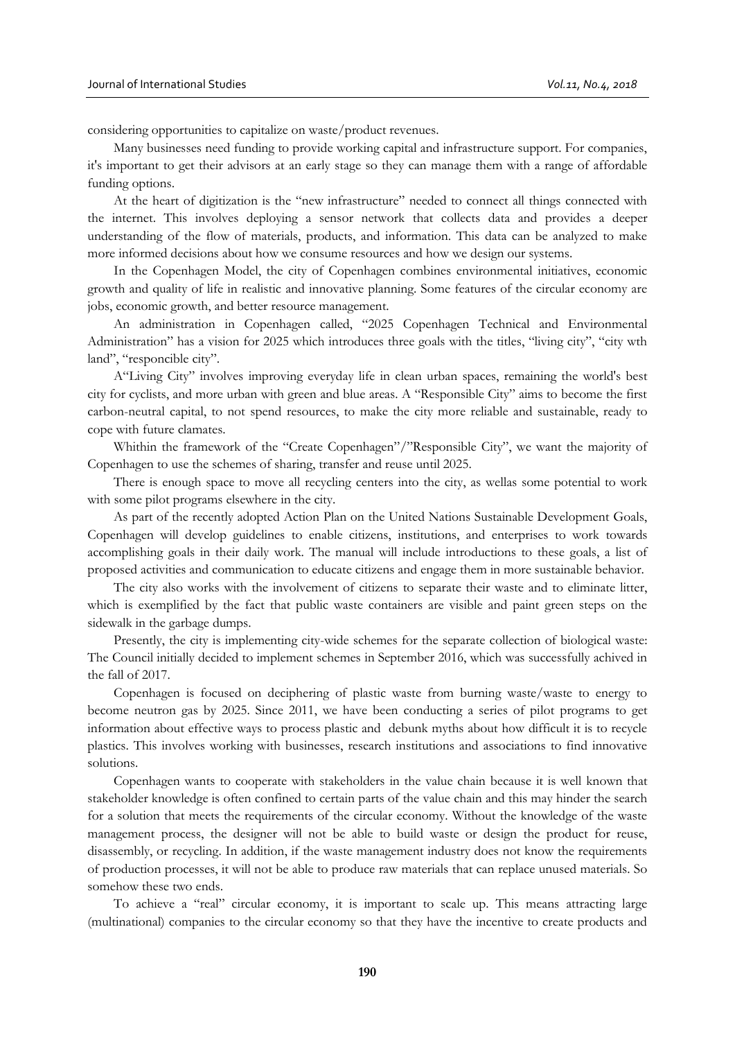considering opportunities to capitalize on waste/product revenues.

Many businesses need funding to provide working capital and infrastructure support. For companies, it's important to get their advisors at an early stage so they can manage them with a range of affordable funding options.

At the heart of digitization is the "new infrastructure" needed to connect all things connected with the internet. This involves deploying a sensor network that collects data and provides a deeper understanding of the flow of materials, products, and information. This data can be analyzed to make more informed decisions about how we consume resources and how we design our systems.

In the Copenhagen Model, the city of Copenhagen combines environmental initiatives, economic growth and quality of life in realistic and innovative planning. Some features of the circular economy are jobs, economic growth, and better resource management.

An administration in Copenhagen called, "2025 Copenhagen Technical and Environmental Administration" has a vision for 2025 which introduces three goals with the titles, "living city", "city wth land", "responcible city".

A"Living City" involves improving everyday life in clean urban spaces, remaining the world's best city for cyclists, and more urban with green and blue areas. A "Responsible City" aims to become the first carbon-neutral capital, to not spend resources, to make the city more reliable and sustainable, ready to cope with future clamates.

Whithin the framework of the "Create Copenhagen"/"Responsible City", we want the majority of Copenhagen to use the schemes of sharing, transfer and reuse until 2025.

There is enough space to move all recycling centers into the city, as wellas some potential to work with some pilot programs elsewhere in the city.

As part of the recently adopted Action Plan on the United Nations Sustainable Development Goals, Copenhagen will develop guidelines to enable citizens, institutions, and enterprises to work towards accomplishing goals in their daily work. The manual will include introductions to these goals, a list of proposed activities and communication to educate citizens and engage them in more sustainable behavior.

The city also works with the involvement of citizens to separate their waste and to eliminate litter, which is exemplified by the fact that public waste containers are visible and paint green steps on the sidewalk in the garbage dumps.

Presently, the city is implementing city-wide schemes for the separate collection of biological waste: The Council initially decided to implement schemes in September 2016, which was successfully achived in the fall of 2017.

Copenhagen is focused on deciphering of plastic waste from burning waste/waste to energy to become neutron gas by 2025. Since 2011, we have been conducting a series of pilot programs to get information about effective ways to process plastic and debunk myths about how difficult it is to recycle plastics. This involves working with businesses, research institutions and associations to find innovative solutions.

Copenhagen wants to cooperate with stakeholders in the value chain because it is well known that stakeholder knowledge is often confined to certain parts of the value chain and this may hinder the search for a solution that meets the requirements of the circular economy. Without the knowledge of the waste management process, the designer will not be able to build waste or design the product for reuse, disassembly, or recycling. In addition, if the waste management industry does not know the requirements of production processes, it will not be able to produce raw materials that can replace unused materials. So somehow these two ends.

To achieve a "real" circular economy, it is important to scale up. This means attracting large (multinational) companies to the circular economy so that they have the incentive to create products and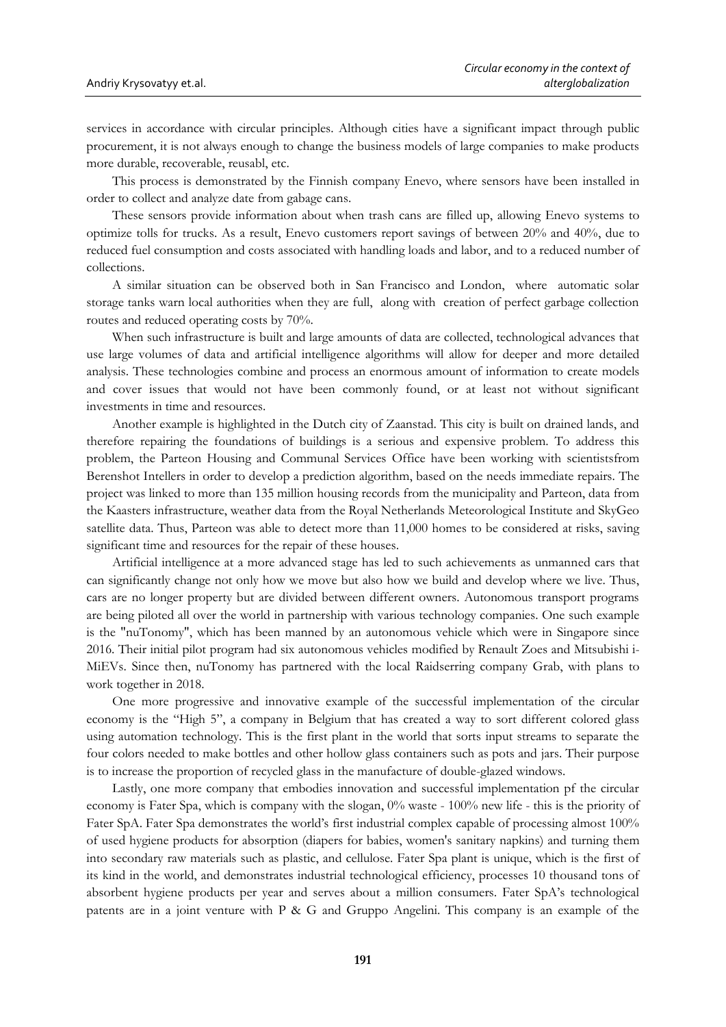services in accordance with circular principles. Although cities have a significant impact through public procurement, it is not always enough to change the business models of large companies to make products more durable, recoverable, reusabl, etc.

This process is demonstrated by the Finnish company Enevo, where sensors have been installed in order to collect and analyze date from gabage cans.

These sensors provide information about when trash cans are filled up, allowing Enevo systems to optimize tolls for trucks. As a result, Enevo customers report savings of between 20% and 40%, due to reduced fuel consumption and costs associated with handling loads and labor, and to a reduced number of collections.

A similar situation can be observed both in San Francisco and London, where automatic solar storage tanks warn local authorities when they are full, along with creation of perfect garbage collection routes and reduced operating costs by 70%.

When such infrastructure is built and large amounts of data are collected, technological advances that use large volumes of data and artificial intelligence algorithms will allow for deeper and more detailed analysis. These technologies combine and process an enormous amount of information to create models and cover issues that would not have been commonly found, or at least not without significant investments in time and resources.

Another example is highlighted in the Dutch city of Zaanstad. This city is built on drained lands, and therefore repairing the foundations of buildings is a serious and expensive problem. To address this problem, the Parteon Housing and Communal Services Office have been working with scientistsfrom Berenshot Intellers in order to develop a prediction algorithm, based on the needs immediate repairs. The project was linked to more than 135 million housing records from the municipality and Parteon, data from the Kaasters infrastructure, weather data from the Royal Netherlands Meteorological Institute and SkyGeo satellite data. Thus, Parteon was able to detect more than 11,000 homes to be considered at risks, saving significant time and resources for the repair of these houses.

Artificial intelligence at a more advanced stage has led to such achievements as unmanned cars that can significantly change not only how we move but also how we build and develop where we live. Thus, cars are no longer property but are divided between different owners. Autonomous transport programs are being piloted all over the world in partnership with various technology companies. One such example is the "nuTonomy", which has been manned by an autonomous vehicle which were in Singapore since 2016. Their initial pilot program had six autonomous vehicles modified by Renault Zoes and Mitsubishi i-MiEVs. Since then, nuTonomy has partnered with the local Raidserring company Grab, with plans to work together in 2018.

One more progressive and innovative example of the successful implementation of the circular economy is the "High 5", a company in Belgium that has created a way to sort different colored glass using automation technology. This is the first plant in the world that sorts input streams to separate the four colors needed to make bottles and other hollow glass containers such as pots and jars. Their purpose is to increase the proportion of recycled glass in the manufacture of double-glazed windows.

Lastly, one more company that embodies innovation and successful implementation pf the circular economy is Fater Spa, which is company with the slogan, 0% waste - 100% new life - this is the priority of Fater SpA. Fater Spa demonstrates the world's first industrial complex capable of processing almost 100% of used hygiene products for absorption (diapers for babies, women's sanitary napkins) and turning them into secondary raw materials such as plastic, and cellulose. Fater Spa plant is unique, which is the first of its kind in the world, and demonstrates industrial technological efficiency, processes 10 thousand tons of absorbent hygiene products per year and serves about a million consumers. Fater SpA's technological patents are in a joint venture with P & G and Gruppo Angelini. This company is an example of the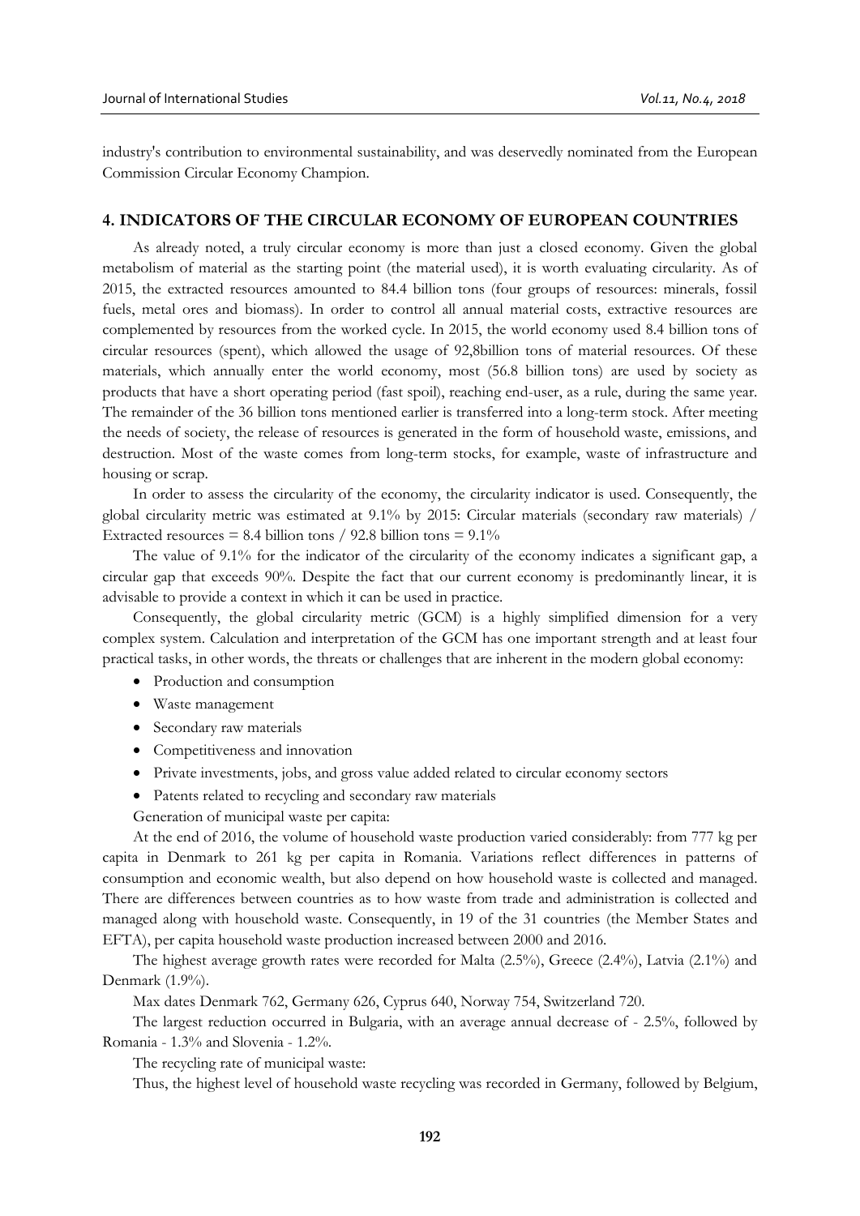industry's contribution to environmental sustainability, and was deservedly nominated from the European Commission Circular Economy Champion.

## 4. INDICATORS OF THE CIRCULAR ECONOMY OF EUROPEAN COUNTRIES

As already noted, a truly circular economy is more than just a closed economy. Given the global metabolism of material as the starting point (the material used), it is worth evaluating circularity. As of 2015, the extracted resources amounted to 84.4 billion tons (four groups of resources: minerals, fossil fuels, metal ores and biomass). In order to control all annual material costs, extractive resources are complemented by resources from the worked cycle. In 2015, the world economy used 8.4 billion tons of circular resources (spent), which allowed the usage of 92,8billion tons of material resources. Of these materials, which annually enter the world economy, most (56.8 billion tons) are used by society as products that have a short operating period (fast spoil), reaching end-user, as a rule, during the same year. The remainder of the 36 billion tons mentioned earlier is transferred into a long-term stock. After meeting the needs of society, the release of resources is generated in the form of household waste, emissions, and destruction. Most of the waste comes from long-term stocks, for example, waste of infrastructure and housing or scrap.

In order to assess the circularity of the economy, the circularity indicator is used. Consequently, the global circularity metric was estimated at 9.1% by 2015: Circular materials (secondary raw materials) / Extracted resources = 8.4 billion tons / 92.8 billion tons = 9.1%

The value of 9.1% for the indicator of the circularity of the economy indicates a significant gap, a circular gap that exceeds 90%. Despite the fact that our current economy is predominantly linear, it is advisable to provide a context in which it can be used in practice.

Consequently, the global circularity metric (GCM) is a highly simplified dimension for a very complex system. Calculation and interpretation of the GCM has one important strength and at least four practical tasks, in other words, the threats or challenges that are inherent in the modern global economy:

- Production and consumption
- Waste management
- Secondary raw materials
- Competitiveness and innovation
- Private investments, jobs, and gross value added related to circular economy sectors
- Patents related to recycling and secondary raw materials

Generation of municipal waste per capita:

At the end of 2016, the volume of household waste production varied considerably: from 777 kg per capita in Denmark to 261 kg per capita in Romania. Variations reflect differences in patterns of consumption and economic wealth, but also depend on how household waste is collected and managed. There are differences between countries as to how waste from trade and administration is collected and managed along with household waste. Consequently, in 19 of the 31 countries (the Member States and EFTA), per capita household waste production increased between 2000 and 2016.

The highest average growth rates were recorded for Malta (2.5%), Greece (2.4%), Latvia (2.1%) and Denmark (1.9%).

Max dates Denmark 762, Germany 626, Cyprus 640, Norway 754, Switzerland 720.

The largest reduction occurred in Bulgaria, with an average annual decrease of - 2.5%, followed by Romania - 1.3% and Slovenia - 1.2%.

The recycling rate of municipal waste:

Thus, the highest level of household waste recycling was recorded in Germany, followed by Belgium,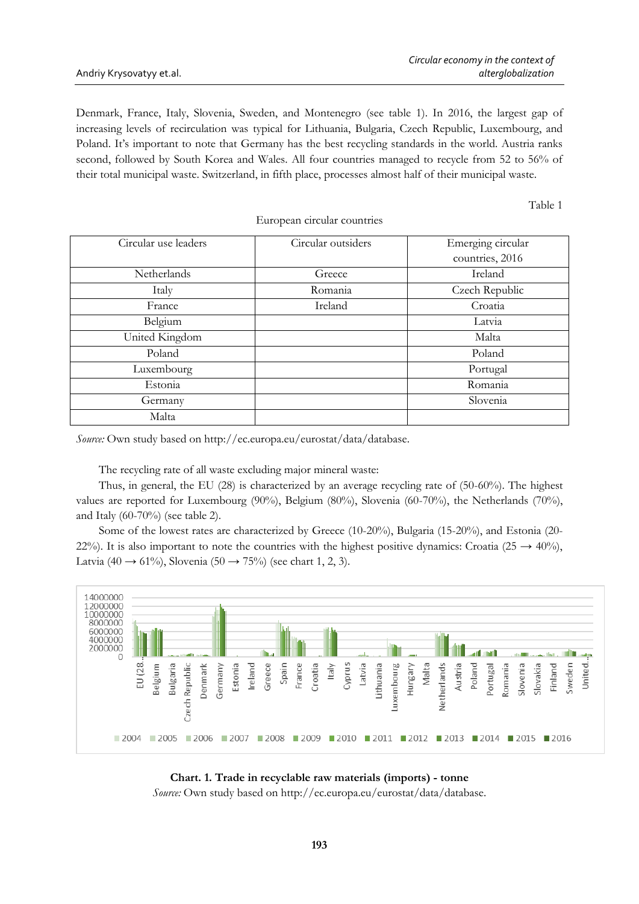Denmark, France, Italy, Slovenia, Sweden, and Montenegro (see table 1). In 2016, the largest gap of increasing levels of recirculation was typical for Lithuania, Bulgaria, Czech Republic, Luxembourg, and Poland. It's important to note that Germany has the best recycling standards in the world. Austria ranks second, followed by South Korea and Wales. All four countries managed to recycle from 52 to 56% of their total municipal waste. Switzerland, in fifth place, processes almost half of their municipal waste.

Table 1

European circular countries

| Circular use leaders | Circular outsiders | Emerging circular countries, 2016 |
|---|---|---|
| Netherlands | Greece | Ireland |
| Italy | Romania | Czech Republic |
| France | Ireland | Croatia |
| Belgium | | Latvia |
| United Kingdom | | Malta |
| Poland | | Poland |
| Luxembourg | | Portugal |
| Estonia | | Romania |
| Germany | | Slovenia |
| Malta | | |

*Source:* Own study based on http://ec.europa.eu/eurostat/data/database.

The recycling rate of all waste excluding major mineral waste:

Thus, in general, the EU (28) is characterized by an average recycling rate of (50-60%). The highest values are reported for Luxembourg (90%), Belgium (80%), Slovenia (60-70%), the Netherlands (70%), and Italy (60-70%) (see table 2).

Some of the lowest rates are characterized by Greece (10-20%), Bulgaria (15-20%), and Estonia (20-22%). It is also important to note the countries with the highest positive dynamics: Croatia (25 → 40%), Latvia (40 → 61%), Slovenia (50 → 75%) (see chart 1, 2, 3).

**Chart. 1. Trade in recyclable raw materials (imports) - tonne**

*Source:* Own study based on http://ec.europa.eu/eurostat/data/database.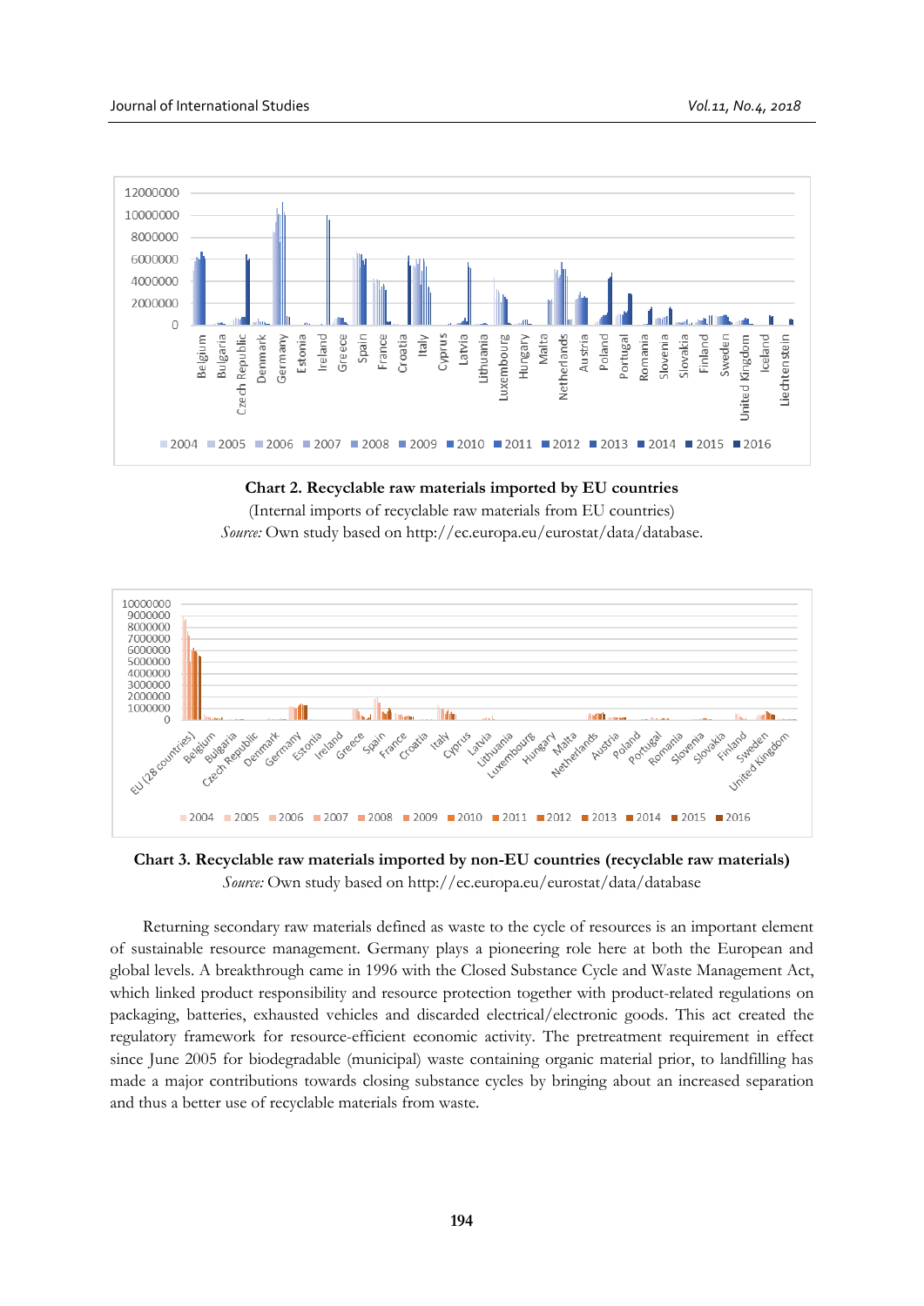**Chart 2. Recyclable raw materials imported by EU countries**

(Internal imports of recyclable raw materials from EU countries)

*Source:* Own study based on http://ec.europa.eu/eurostat/data/database.

**Chart 3. Recyclable raw materials imported by non-EU countries (recyclable raw materials)**

*Source:* Own study based on http://ec.europa.eu/eurostat/data/database

Returning secondary raw materials defined as waste to the cycle of resources is an important element of sustainable resource management. Germany plays a pioneering role here at both the European and global levels. A breakthrough came in 1996 with the Closed Substance Cycle and Waste Management Act, which linked product responsibility and resource protection together with product-related regulations on packaging, batteries, exhausted vehicles and discarded electrical/electronic goods. This act created the regulatory framework for resource-efficient economic activity. The pretreatment requirement in effect since June 2005 for biodegradable (municipal) waste containing organic material prior, to landfilling has made a major contributions towards closing substance cycles by bringing about an increased separation and thus a better use of recyclable materials from waste.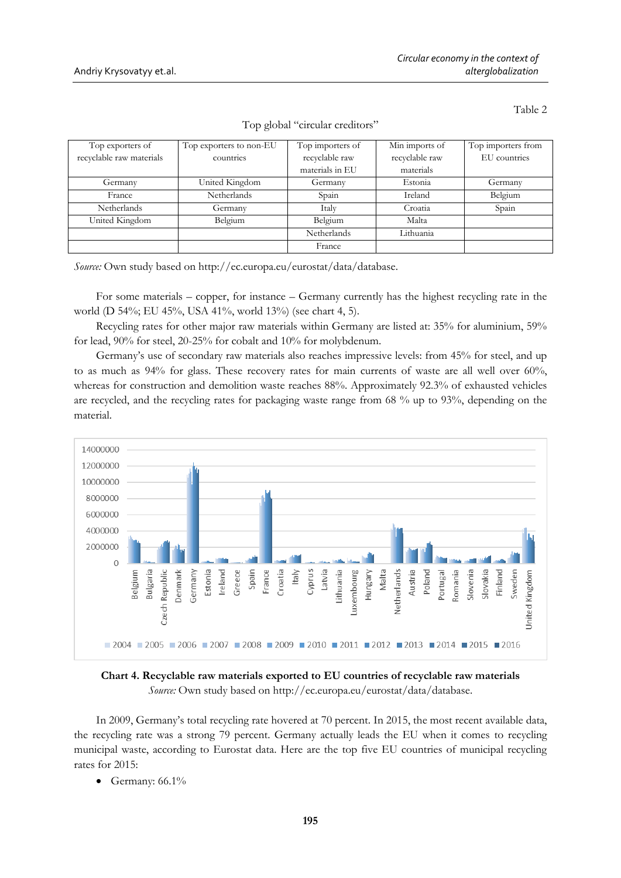Table 2

Top global "circular creditors"

| Top exporters of recyclable raw materials | Top exporters to non-EU countries | Top importers of recyclable raw materials in EU | Min imports of recyclable raw materials | Top importers from EU countries |
|---|---|---|---|---|
| Germany | United Kingdom | Germany | Estonia | Germany |
| France | Netherlands | Spain | Ireland | Belgium |
| Netherlands | Germany | Italy | Croatia | Spain |
| United Kingdom | Belgium | Belgium | Malta | |
| | | Netherlands | Lithuania | |
| | | France | | |

*Source:* Own study based on http://ec.europa.eu/eurostat/data/database.

For some materials – copper, for instance – Germany currently has the highest recycling rate in the world (D 54%; EU 45%, USA 41%, world 13%) (see chart 4, 5).

Recycling rates for other major raw materials within Germany are listed at: 35% for aluminium, 59% for lead, 90% for steel, 20-25% for cobalt and 10% for molybdenum.

Germany's use of secondary raw materials also reaches impressive levels: from 45% for steel, and up to as much as 94% for glass. These recovery rates for main currents of waste are all well over 60%, whereas for construction and demolition waste reaches 88%. Approximately 92.3% of exhausted vehicles are recycled, and the recycling rates for packaging waste range from 68 % up to 93%, depending on the material.

**Chart 4. Recyclable raw materials exported to EU countries of recyclable raw materials**
*Source:* Own study based on http://ec.europa.eu/eurostat/data/database.

In 2009, Germany's total recycling rate hovered at 70 percent. In 2015, the most recent available data, the recycling rate was a strong 79 percent. Germany actually leads the EU when it comes to recycling municipal waste, according to Eurostat data. Here are the top five EU countries of municipal recycling rates for 2015:

- Germany: 66.1%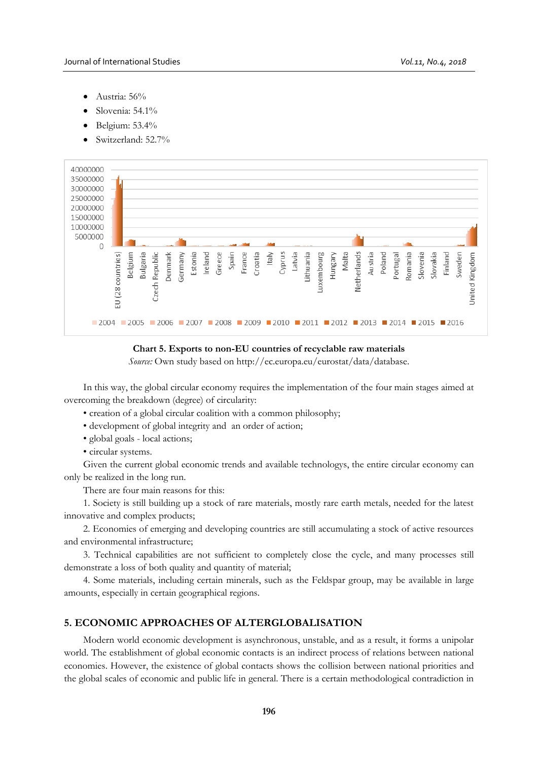- Austria: 56%
- Slovenia: 54.1%
- Belgium: 53.4%
- Switzerland: 52.7%

**Chart 5. Exports to non-EU countries of recyclable raw materials**

*Source:* Own study based on http://ec.europa.eu/eurostat/data/database.

In this way, the global circular economy requires the implementation of the four main stages aimed at overcoming the breakdown (degree) of circularity:

- creation of a global circular coalition with a common philosophy;
- development of global integrity and an order of action;
- global goals - local actions;
- circular systems.

Given the current global economic trends and available technologys, the entire circular economy can only be realized in the long run.

There are four main reasons for this:

1. Society is still building up a stock of rare materials, mostly rare earth metals, needed for the latest innovative and complex products;

2. Economies of emerging and developing countries are still accumulating a stock of active resources and environmental infrastructure;

3. Technical capabilities are not sufficient to completely close the cycle, and many processes still demonstrate a loss of both quality and quantity of material;

4. Some materials, including certain minerals, such as the Feldspar group, may be available in large amounts, especially in certain geographical regions.

## 5. ECONOMIC APPROACHES OF ALTERGLOBALISATION

Modern world economic development is asynchronous, unstable, and as a result, it forms a unipolar world. The establishment of global economic contacts is an indirect process of relations between national economies. However, the existence of global contacts shows the collision between national priorities and the global scales of economic and public life in general. There is a certain methodological contradiction in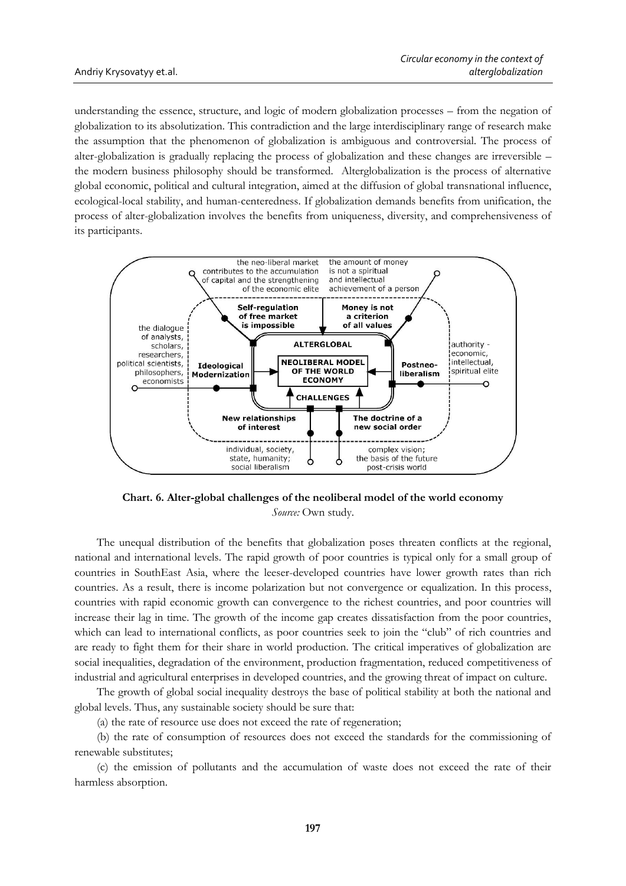understanding the essence, structure, and logic of modern globalization processes – from the negation of globalization to its absolutization. This contradiction and the large interdisciplinary range of research make the assumption that the phenomenon of globalization is ambiguous and controversial. The process of alter-globalization is gradually replacing the process of globalization and these changes are irreversible – the modern business philosophy should be transformed. Alterglobalization is the process of alternative global economic, political and cultural integration, aimed at the diffusion of global transnational influence, ecological-local stability, and human-centeredness. If globalization demands benefits from unification, the process of alter-globalization involves the benefits from uniqueness, diversity, and comprehensiveness of its participants.

**Chart. 6. Alter-global challenges of the neoliberal model of the world economy**

*Source:* Own study.

The unequal distribution of the benefits that globalization poses threaten conflicts at the regional, national and international levels. The rapid growth of poor countries is typical only for a small group of countries in SouthEast Asia, where the leeser-developed countries have lower growth rates than rich countries. As a result, there is income polarization but not convergence or equalization. In this process, countries with rapid economic growth can convergence to the richest countries, and poor countries will increase their lag in time. The growth of the income gap creates dissatisfaction from the poor countries, which can lead to international conflicts, as poor countries seek to join the "club" of rich countries and are ready to fight them for their share in world production. The critical imperatives of globalization are social inequalities, degradation of the environment, production fragmentation, reduced competitiveness of industrial and agricultural enterprises in developed countries, and the growing threat of impact on culture.

The growth of global social inequality destroys the base of political stability at both the national and global levels. Thus, any sustainable society should be sure that:

(a) the rate of resource use does not exceed the rate of regeneration;

(b) the rate of consumption of resources does not exceed the standards for the commissioning of renewable substitutes;

(c) the emission of pollutants and the accumulation of waste does not exceed the rate of their harmless absorption.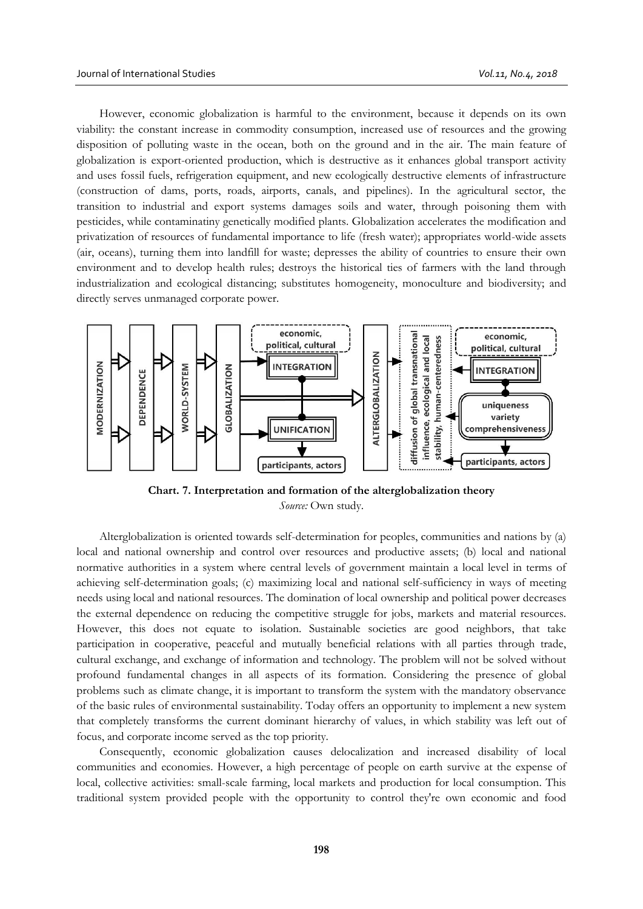However, economic globalization is harmful to the environment, because it depends on its own viability: the constant increase in commodity consumption, increased use of resources and the growing disposition of polluting waste in the ocean, both on the ground and in the air. The main feature of globalization is export-oriented production, which is destructive as it enhances global transport activity and uses fossil fuels, refrigeration equipment, and new ecologically destructive elements of infrastructure (construction of dams, ports, roads, airports, canals, and pipelines). In the agricultural sector, the transition to industrial and export systems damages soils and water, through poisoning them with pesticides, while contaminatiny genetically modified plants. Globalization accelerates the modification and privatization of resources of fundamental importance to life (fresh water); appropriates world-wide assets (air, oceans), turning them into landfill for waste; depresses the ability of countries to ensure their own environment and to develop health rules; destroys the historical ties of farmers with the land through industrialization and ecological distancing; substitutes homogeneity, monoculture and biodiversity; and directly serves unmanaged corporate power.

**Chart. 7. Interpretation and formation of the alterglobalization theory**

*Source:* Own study.

Alterglobalization is oriented towards self-determination for peoples, communities and nations by (a) local and national ownership and control over resources and productive assets; (b) local and national normative authorities in a system where central levels of government maintain a local level in terms of achieving self-determination goals; (c) maximizing local and national self-sufficiency in ways of meeting needs using local and national resources. The domination of local ownership and political power decreases the external dependence on reducing the competitive struggle for jobs, markets and material resources. However, this does not equate to isolation. Sustainable societies are good neighbors, that take participation in cooperative, peaceful and mutually beneficial relations with all parties through trade, cultural exchange, and exchange of information and technology. The problem will not be solved without profound fundamental changes in all aspects of its formation. Considering the presence of global problems such as climate change, it is important to transform the system with the mandatory observance of the basic rules of environmental sustainability. Today offers an opportunity to implement a new system that completely transforms the current dominant hierarchy of values, in which stability was left out of focus, and corporate income served as the top priority.

Consequently, economic globalization causes delocalization and increased disability of local communities and economies. However, a high percentage of people on earth survive at the expense of local, collective activities: small-scale farming, local markets and production for local consumption. This traditional system provided people with the opportunity to control they're own economic and food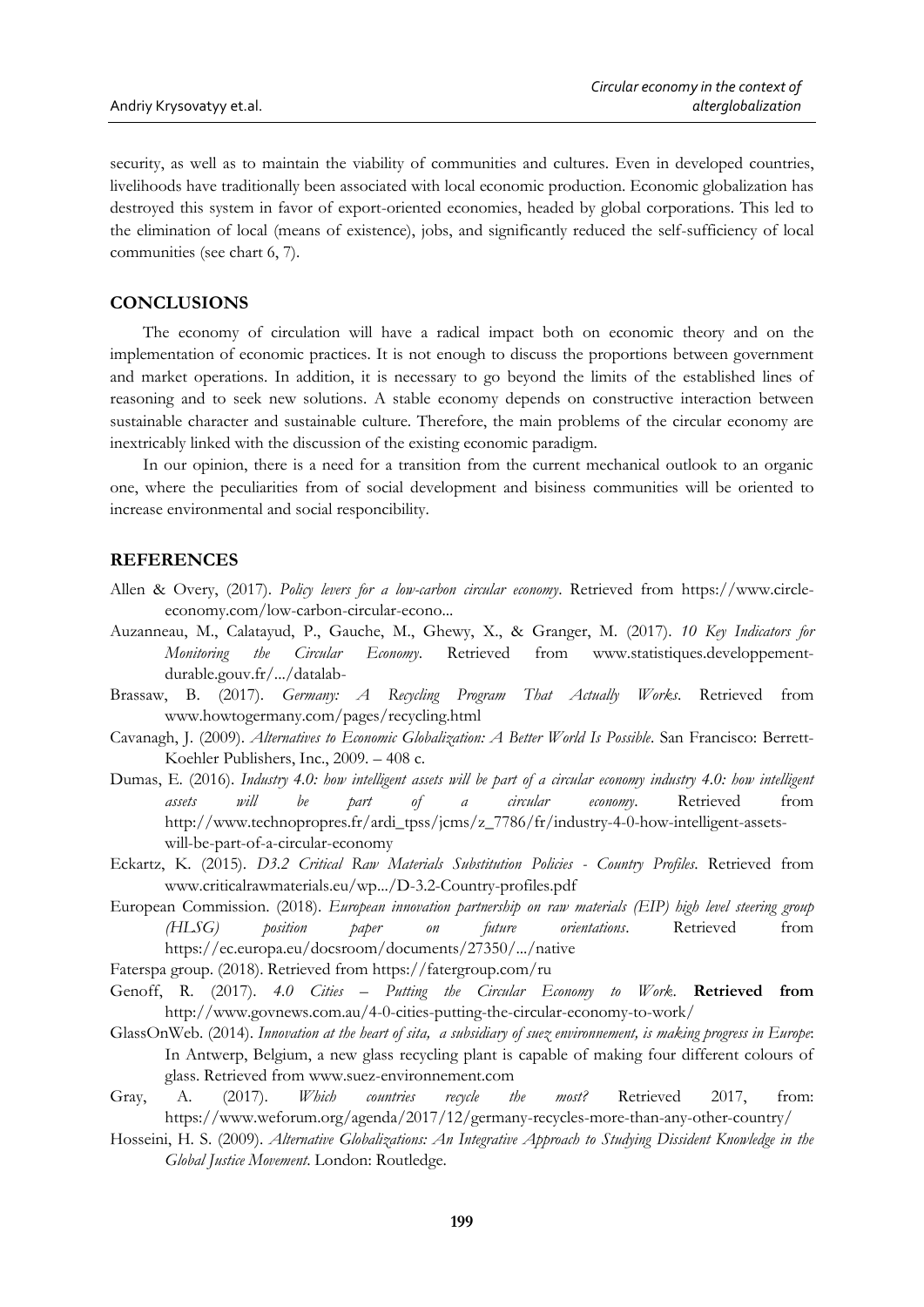security, as well as to maintain the viability of communities and cultures. Even in developed countries, livelihoods have traditionally been associated with local economic production. Economic globalization has destroyed this system in favor of export-oriented economies, headed by global corporations. This led to the elimination of local (means of existence), jobs, and significantly reduced the self-sufficiency of local communities (see chart 6, 7).

## CONCLUSIONS

The economy of circulation will have a radical impact both on economic theory and on the implementation of economic practices. It is not enough to discuss the proportions between government and market operations. In addition, it is necessary to go beyond the limits of the established lines of reasoning and to seek new solutions. A stable economy depends on constructive interaction between sustainable character and sustainable culture. Therefore, the main problems of the circular economy are inextricably linked with the discussion of the existing economic paradigm.

In our opinion, there is a need for a transition from the current mechanical outlook to an organic one, where the peculiarities from of social development and bisiness communities will be oriented to increase environmental and social responcibility.

## REFERENCES

Allen & Overy, (2017). *Policy levers for a low-carbon circular economy*. Retrieved from https://www.circle-economy.com/low-carbon-circular-econo...

Auzanneau, M., Calatayud, P., Gauche, M., Ghewy, X., & Granger, M. (2017). *10 Key Indicators for Monitoring the Circular Economy*. Retrieved from www.statistiques.developpement-durable.gouv.fr/.../datalab-

Brassaw, B. (2017). *Germany: A Recycling Program That Actually Works*. Retrieved from www.howtogermany.com/pages/recycling.html

Cavanagh, J. (2009). *Alternatives to Economic Globalization: A Better World Is Possible*. San Francisco: Berrett-Koehler Publishers, Inc., 2009. – 408 с.

Dumas, E. (2016). *Industry 4.0: how intelligent assets will be part of a circular economy industry 4.0: how intelligent assets will be part of a circular economy*. Retrieved from http://www.technopropres.fr/ardi_tpss/jcms/z_7786/fr/industry-4-0-how-intelligent-assets-will-be-part-of-a-circular-economy

Eckartz, K. (2015). *D3.2 Critical Raw Materials Substitution Policies - Country Profiles*. Retrieved from www.criticalrawmaterials.eu/wp.../D-3.2-Country-profiles.pdf

European Commission. (2018). *European innovation partnership on raw materials (EIP) high level steering group (HLSG) position paper on future orientations*. Retrieved from https://ec.europa.eu/docsroom/documents/27350/.../native

Faterspa group. (2018). Retrieved from https://fatergroup.com/ru

Genoff, R. (2017). *4.0 Cities – Putting the Circular Economy to Work*. **Retrieved from** http://www.govnews.com.au/4-0-cities-putting-the-circular-economy-to-work/

GlassOnWeb. (2014). *Innovation at the heart of sita, a subsidiary of suez environnement, is making progress in Europe*: In Antwerp, Belgium, a new glass recycling plant is capable of making four different colours of glass. Retrieved from www.suez-environnement.com

Gray, A. (2017). *Which countries recycle the most?* Retrieved 2017, from: https://www.weforum.org/agenda/2017/12/germany-recycles-more-than-any-other-country/

Hosseini, H. S. (2009). *Alternative Globalizations: An Integrative Approach to Studying Dissident Knowledge in the Global Justice Movement*. London: Routledge.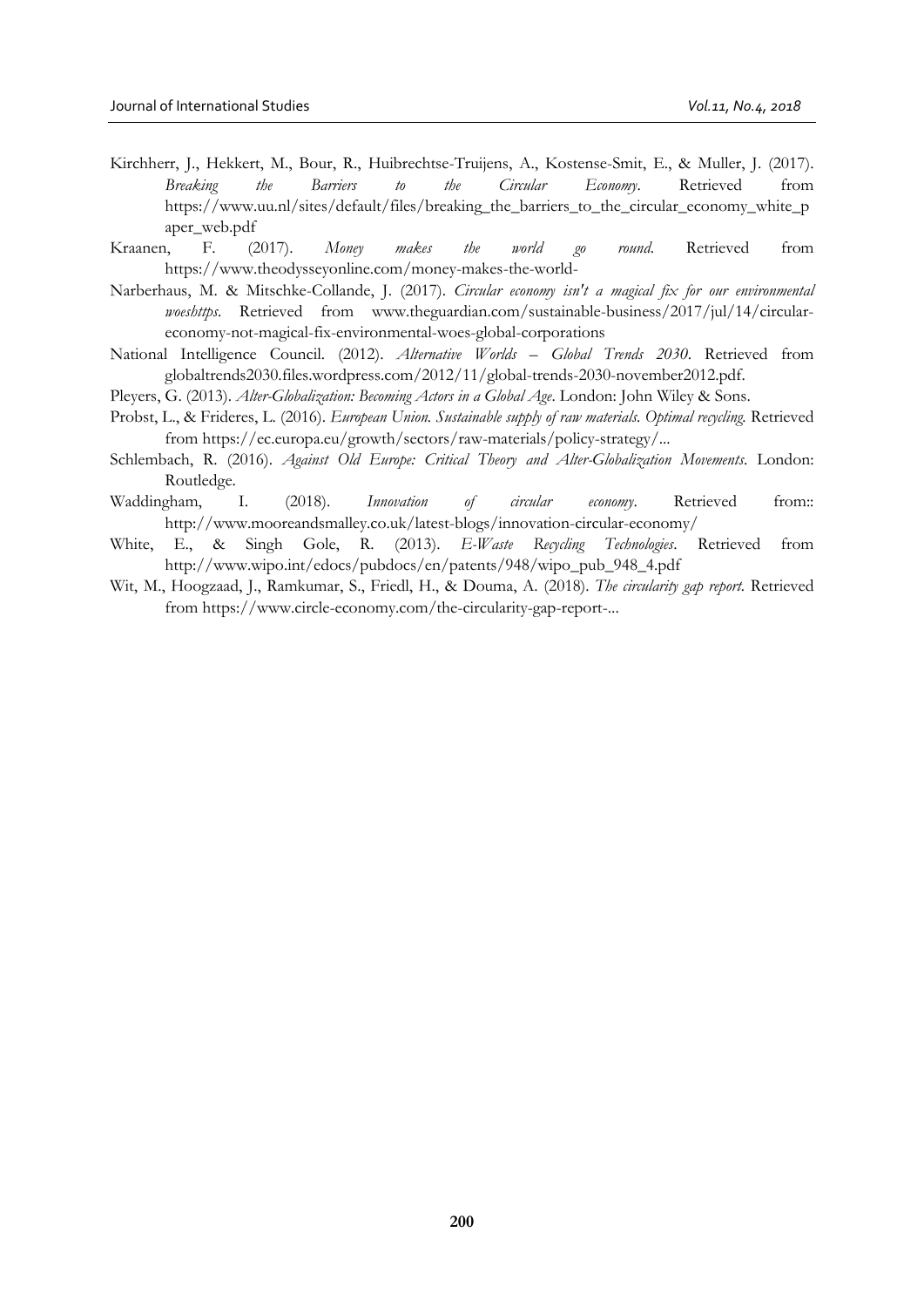Kirchherr, J., Hekkert, M., Bour, R., Huibrechtse-Truijens, A., Kostense-Smit, E., & Muller, J. (2017). *Breaking the Barriers to the Circular Economy*. Retrieved from https://www.uu.nl/sites/default/files/breaking_the_barriers_to_the_circular_economy_white_paper_web.pdf

Kraanen, F. (2017). *Money makes the world go round*. Retrieved from https://www.theodysseyonline.com/money-makes-the-world-

Narberhaus, M. & Mitschke-Collande, J. (2017). *Circular economy isn't a magical fix for our environmental woeshttps*. Retrieved from www.theguardian.com/sustainable-business/2017/jul/14/circular-economy-not-magical-fix-environmental-woes-global-corporations

National Intelligence Council. (2012). *Alternative Worlds – Global Trends 2030*. Retrieved from globaltrends2030.files.wordpress.com/2012/11/global-trends-2030-november2012.pdf.

Pleyers, G. (2013). *Alter-Globalization: Becoming Actors in a Global Age*. London: John Wiley & Sons.

Probst, L., & Frideres, L. (2016). *European Union. Sustainable supply of raw materials. Optimal recycling.* Retrieved from https://ec.europa.eu/growth/sectors/raw-materials/policy-strategy/...

Schlembach, R. (2016). *Against Old Europe: Critical Theory and Alter-Globalization Movements*. London: Routledge.

Waddingham, I. (2018). *Innovation of circular economy*. Retrieved from:: http://www.mooreandsmalley.co.uk/latest-blogs/innovation-circular-economy/

White, E., & Singh Gole, R. (2013). *E-Waste Recycling Technologies*. Retrieved from http://www.wipo.int/edocs/pubdocs/en/patents/948/wipo_pub_948_4.pdf

Wit, M., Hoogzaad, J., Ramkumar, S., Friedl, H., & Douma, A. (2018). *The circularity gap report*. Retrieved from https://www.circle-economy.com/the-circularity-gap-report-...